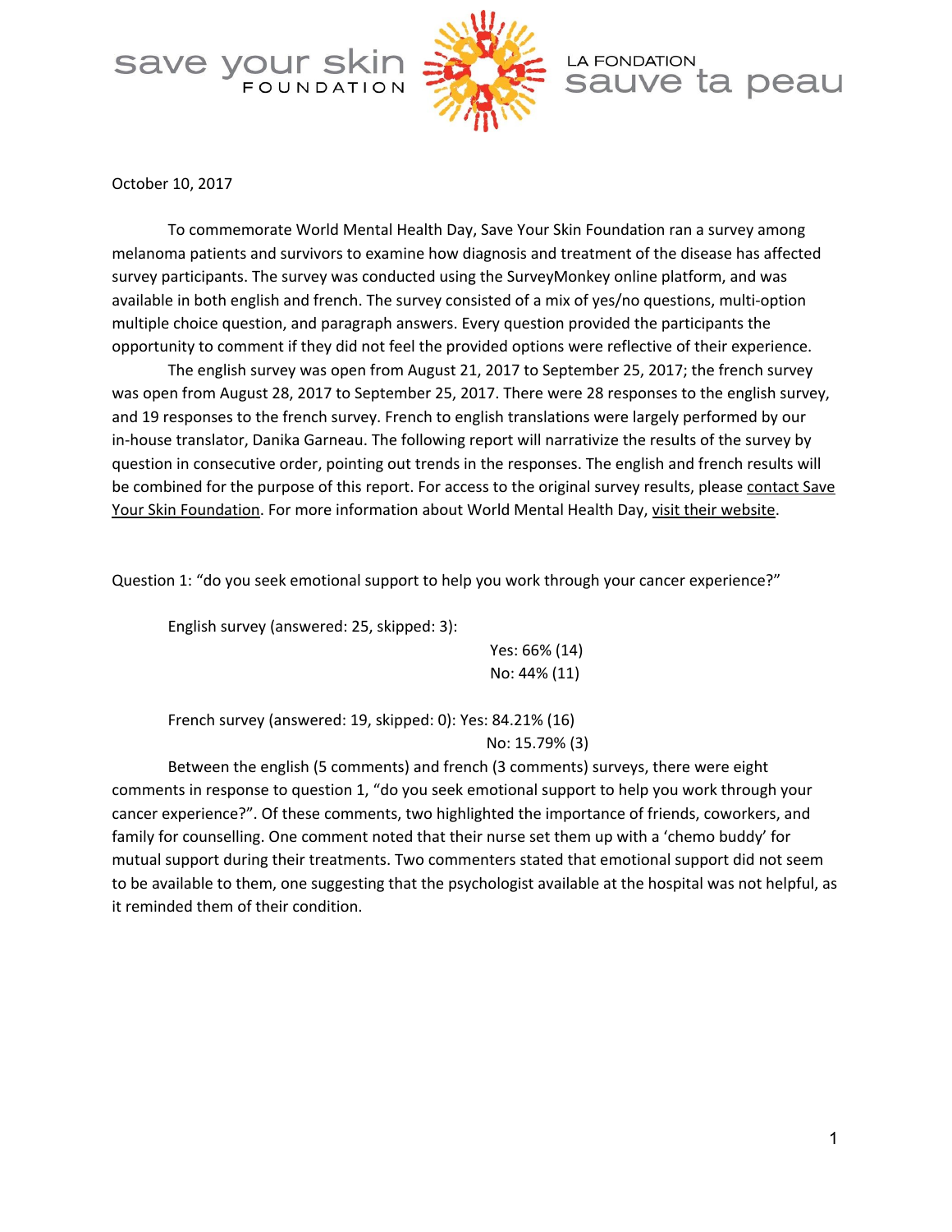save your skin FOUNDATION

LA FONDATION sauve ta peau

October 10, 2017

To commemorate World Mental Health Day, Save Your Skin Foundation ran a survey among melanoma patients and survivors to examine how diagnosis and treatment of the disease has affected survey participants. The survey was conducted using the SurveyMonkey online platform, and was available in both english and french. The survey consisted of a mix of yes/no questions, multi-option multiple choice question, and paragraph answers. Every question provided the participants the opportunity to comment if they did not feel the provided options were reflective of their experience.

The english survey was open from August 21, 2017 to September 25, 2017; the french survey was open from August 28, 2017 to September 25, 2017. There were 28 responses to the english survey, and 19 responses to the french survey. French to english translations were largely performed by our in-house translator, Danika Garneau. The following report will narrativize the results of the survey by question in consecutive order, pointing out trends in the responses. The english and french results will be combined for the purpose of this report. For access to the original survey results, please contact Save Your Skin Foundation. For more information about World Mental Health Day, visit their website.

Question 1: "do you seek emotional support to help you work through your cancer experience?"

English survey (answered: 25, skipped: 3):

Yes: 66% (14)
No: 44% (11)

French survey (answered: 19, skipped: 0): Yes: 84.21% (16)
No: 15.79% (3)

Between the english (5 comments) and french (3 comments) surveys, there were eight comments in response to question 1, "do you seek emotional support to help you work through your cancer experience?". Of these comments, two highlighted the importance of friends, coworkers, and family for counselling. One comment noted that their nurse set them up with a 'chemo buddy' for mutual support during their treatments. Two commenters stated that emotional support did not seem to be available to them, one suggesting that the psychologist available at the hospital was not helpful, as it reminded them of their condition.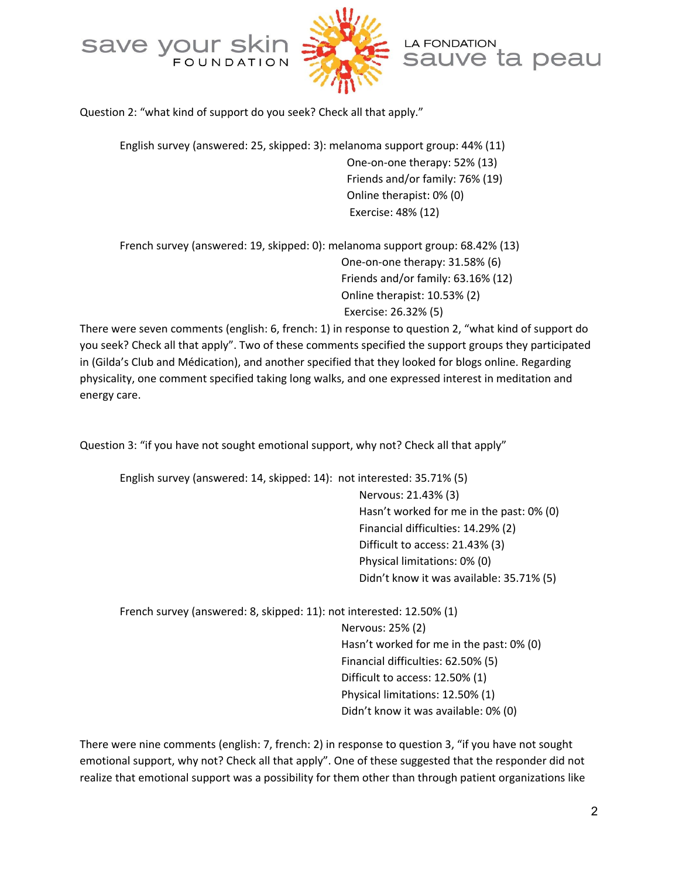Question 2: “what kind of support do you seek? Check all that apply.”

English survey (answered: 25, skipped: 3): melanoma support group: 44% (11)
One-on-one therapy: 52% (13)
Friends and/or family: 76% (19)
Online therapist: 0% (0)
Exercise: 48% (12)

French survey (answered: 19, skipped: 0): melanoma support group: 68.42% (13)
One-on-one therapy: 31.58% (6)
Friends and/or family: 63.16% (12)
Online therapist: 10.53% (2)
Exercise: 26.32% (5)

There were seven comments (english: 6, french: 1) in response to question 2, “what kind of support do you seek? Check all that apply”. Two of these comments specified the support groups they participated in (Gilda’s Club and Médication), and another specified that they looked for blogs online. Regarding physicality, one comment specified taking long walks, and one expressed interest in meditation and energy care.

Question 3: “if you have not sought emotional support, why not? Check all that apply”

English survey (answered: 14, skipped: 14): not interested: 35.71% (5)
Nervous: 21.43% (3)
Hasn’t worked for me in the past: 0% (0)
Financial difficulties: 14.29% (2)
Difficult to access: 21.43% (3)
Physical limitations: 0% (0)
Didn’t know it was available: 35.71% (5)

French survey (answered: 8, skipped: 11): not interested: 12.50% (1)
Nervous: 25% (2)
Hasn’t worked for me in the past: 0% (0)
Financial difficulties: 62.50% (5)
Difficult to access: 12.50% (1)
Physical limitations: 12.50% (1)
Didn’t know it was available: 0% (0)

There were nine comments (english: 7, french: 2) in response to question 3, “if you have not sought emotional support, why not? Check all that apply”. One of these suggested that the responder did not realize that emotional support was a possibility for them other than through patient organizations like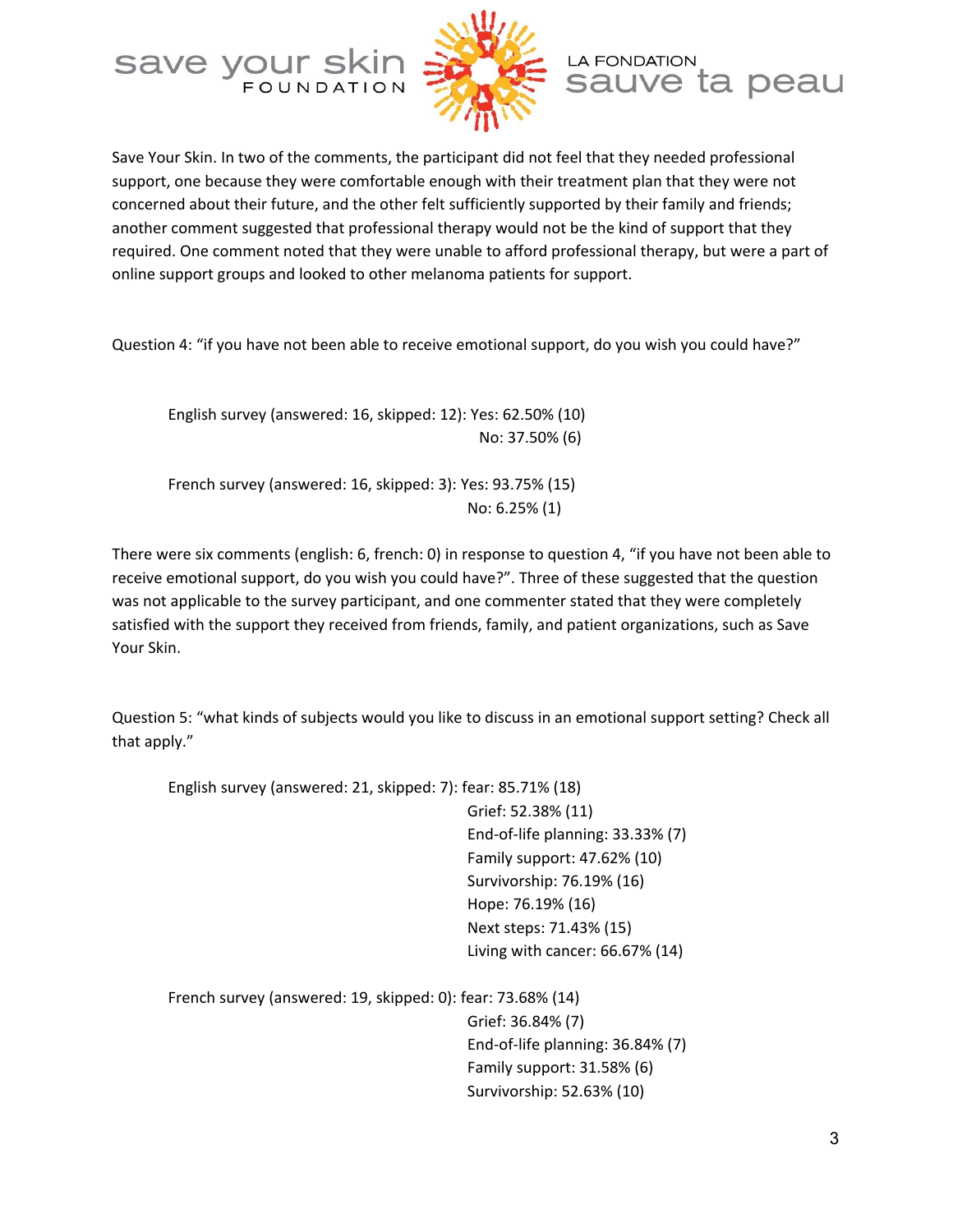Save Your Skin. In two of the comments, the participant did not feel that they needed professional support, one because they were comfortable enough with their treatment plan that they were not concerned about their future, and the other felt sufficiently supported by their family and friends; another comment suggested that professional therapy would not be the kind of support that they required. One comment noted that they were unable to afford professional therapy, but were a part of online support groups and looked to other melanoma patients for support.

Question 4: "if you have not been able to receive emotional support, do you wish you could have?"

English survey (answered: 16, skipped: 12): Yes: 62.50% (10)
No: 37.50% (6)

French survey (answered: 16, skipped: 3): Yes: 93.75% (15)
No: 6.25% (1)

There were six comments (english: 6, french: 0) in response to question 4, "if you have not been able to receive emotional support, do you wish you could have?". Three of these suggested that the question was not applicable to the survey participant, and one commenter stated that they were completely satisfied with the support they received from friends, family, and patient organizations, such as Save Your Skin.

Question 5: "what kinds of subjects would you like to discuss in an emotional support setting? Check all that apply."

English survey (answered: 21, skipped: 7): fear: 85.71% (18)
Grief: 52.38% (11)
End-of-life planning: 33.33% (7)
Family support: 47.62% (10)
Survivorship: 76.19% (16)
Hope: 76.19% (16)
Next steps: 71.43% (15)
Living with cancer: 66.67% (14)

French survey (answered: 19, skipped: 0): fear: 73.68% (14)
Grief: 36.84% (7)
End-of-life planning: 36.84% (7)
Family support: 31.58% (6)
Survivorship: 52.63% (10)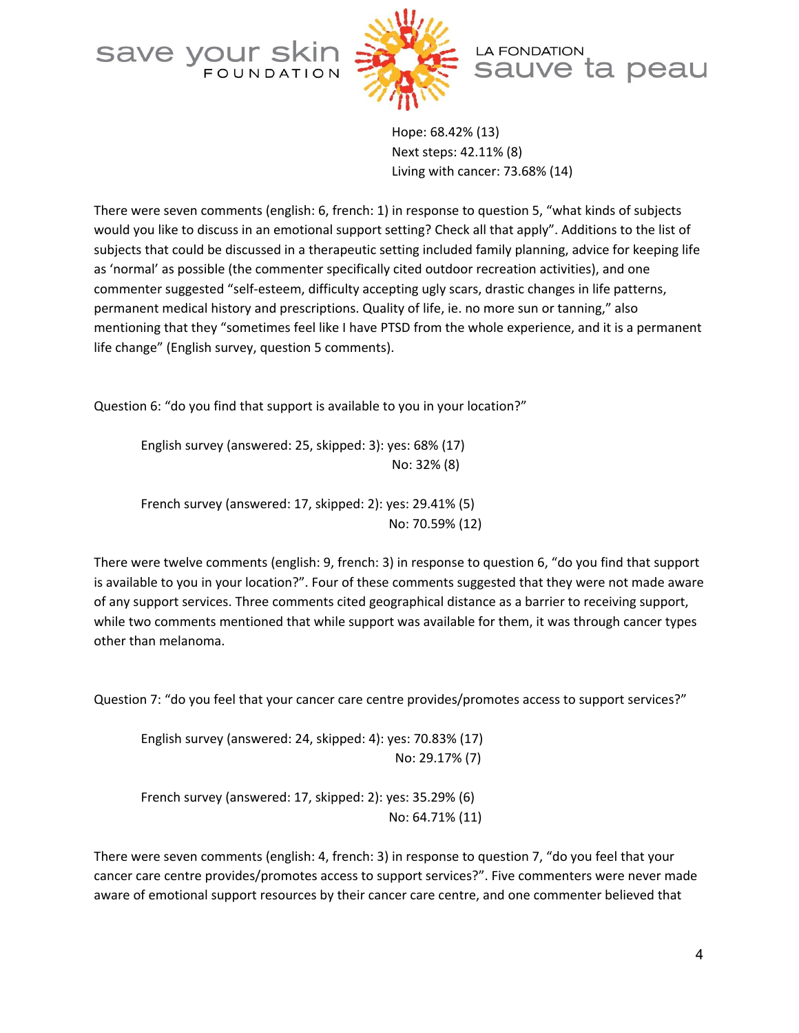Hope: 68.42% (13)
Next steps: 42.11% (8)
Living with cancer: 73.68% (14)

There were seven comments (english: 6, french: 1) in response to question 5, “what kinds of subjects would you like to discuss in an emotional support setting? Check all that apply”. Additions to the list of subjects that could be discussed in a therapeutic setting included family planning, advice for keeping life as ‘normal’ as possible (the commenter specifically cited outdoor recreation activities), and one commenter suggested “self-esteem, difficulty accepting ugly scars, drastic changes in life patterns, permanent medical history and prescriptions. Quality of life, ie. no more sun or tanning,” also mentioning that they “sometimes feel like I have PTSD from the whole experience, and it is a permanent life change” (English survey, question 5 comments).

Question 6: “do you find that support is available to you in your location?”

English survey (answered: 25, skipped: 3): yes: 68% (17)
No: 32% (8)

French survey (answered: 17, skipped: 2): yes: 29.41% (5)
No: 70.59% (12)

There were twelve comments (english: 9, french: 3) in response to question 6, “do you find that support is available to you in your location?”. Four of these comments suggested that they were not made aware of any support services. Three comments cited geographical distance as a barrier to receiving support, while two comments mentioned that while support was available for them, it was through cancer types other than melanoma.

Question 7: “do you feel that your cancer care centre provides/promotes access to support services?”

English survey (answered: 24, skipped: 4): yes: 70.83% (17)
No: 29.17% (7)

French survey (answered: 17, skipped: 2): yes: 35.29% (6)
No: 64.71% (11)

There were seven comments (english: 4, french: 3) in response to question 7, “do you feel that your cancer care centre provides/promotes access to support services?”. Five commenters were never made aware of emotional support resources by their cancer care centre, and one commenter believed that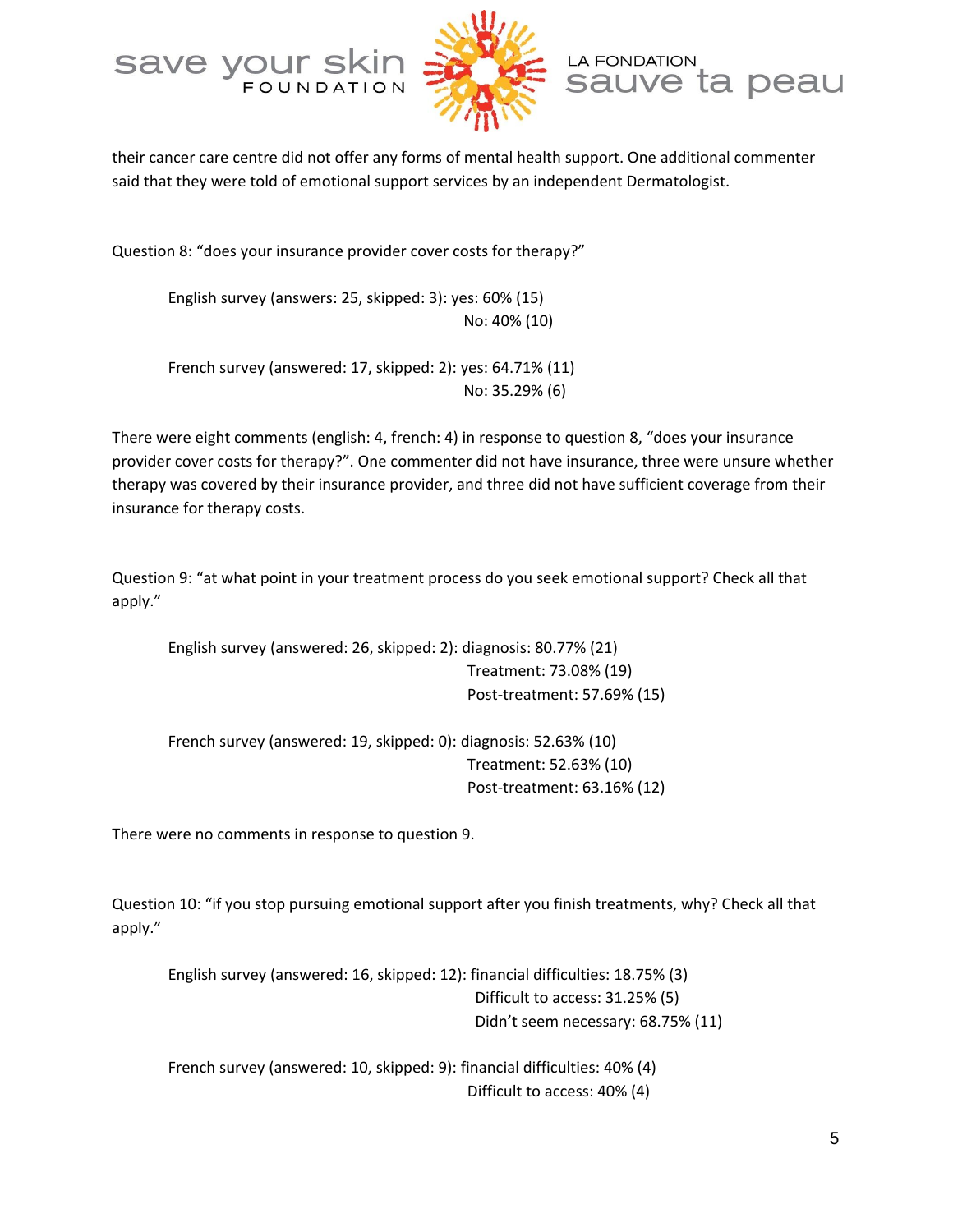their cancer care centre did not offer any forms of mental health support. One additional commenter said that they were told of emotional support services by an independent Dermatologist.

Question 8: "does your insurance provider cover costs for therapy?"

English survey (answers: 25, skipped: 3): yes: 60% (15)
No: 40% (10)

French survey (answered: 17, skipped: 2): yes: 64.71% (11)
No: 35.29% (6)

There were eight comments (english: 4, french: 4) in response to question 8, "does your insurance provider cover costs for therapy?". One commenter did not have insurance, three were unsure whether therapy was covered by their insurance provider, and three did not have sufficient coverage from their insurance for therapy costs.

Question 9: "at what point in your treatment process do you seek emotional support? Check all that apply."

English survey (answered: 26, skipped: 2): diagnosis: 80.77% (21)
Treatment: 73.08% (19)
Post-treatment: 57.69% (15)

French survey (answered: 19, skipped: 0): diagnosis: 52.63% (10)
Treatment: 52.63% (10)
Post-treatment: 63.16% (12)

There were no comments in response to question 9.

Question 10: "if you stop pursuing emotional support after you finish treatments, why? Check all that apply."

English survey (answered: 16, skipped: 12): financial difficulties: 18.75% (3)
Difficult to access: 31.25% (5)
Didn't seem necessary: 68.75% (11)

French survey (answered: 10, skipped: 9): financial difficulties: 40% (4)
Difficult to access: 40% (4)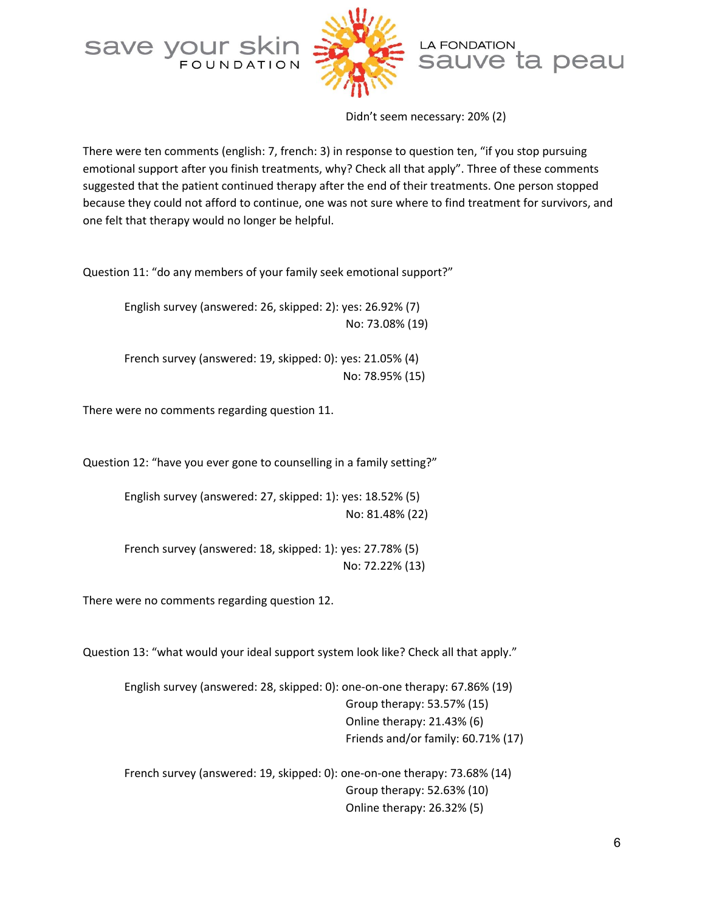Didn't seem necessary: 20% (2)

There were ten comments (english: 7, french: 3) in response to question ten, "if you stop pursuing emotional support after you finish treatments, why? Check all that apply". Three of these comments suggested that the patient continued therapy after the end of their treatments. One person stopped because they could not afford to continue, one was not sure where to find treatment for survivors, and one felt that therapy would no longer be helpful.

Question 11: "do any members of your family seek emotional support?"

English survey (answered: 26, skipped: 2): yes: 26.92% (7)
No: 73.08% (19)

French survey (answered: 19, skipped: 0): yes: 21.05% (4)
No: 78.95% (15)

There were no comments regarding question 11.

Question 12: "have you ever gone to counselling in a family setting?"

English survey (answered: 27, skipped: 1): yes: 18.52% (5)
No: 81.48% (22)

French survey (answered: 18, skipped: 1): yes: 27.78% (5)
No: 72.22% (13)

There were no comments regarding question 12.

Question 13: "what would your ideal support system look like? Check all that apply."

English survey (answered: 28, skipped: 0): one-on-one therapy: 67.86% (19)
Group therapy: 53.57% (15)
Online therapy: 21.43% (6)
Friends and/or family: 60.71% (17)

French survey (answered: 19, skipped: 0): one-on-one therapy: 73.68% (14)
Group therapy: 52.63% (10)
Online therapy: 26.32% (5)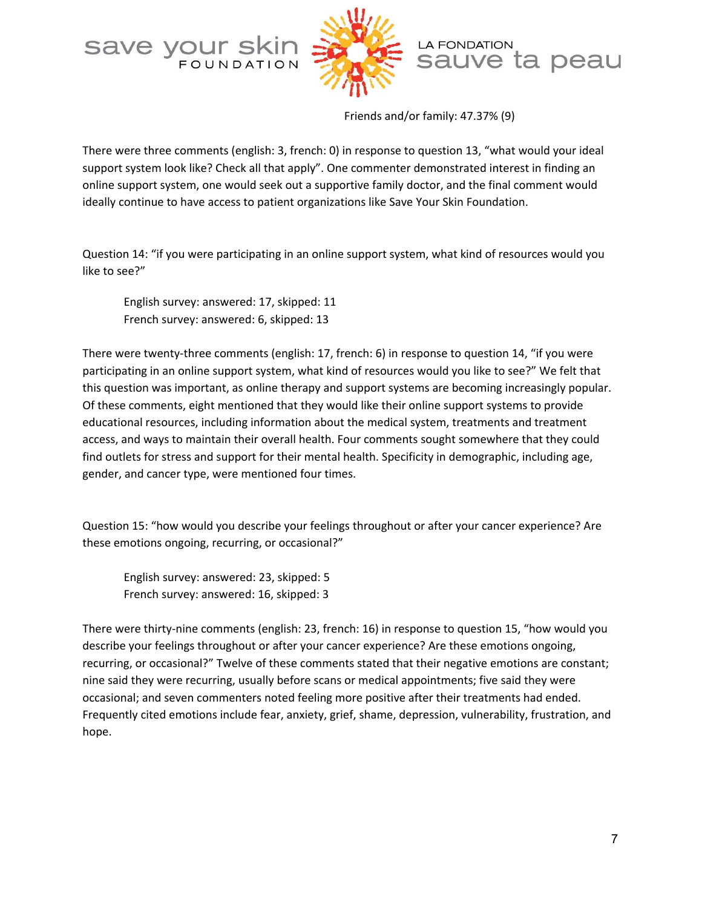Friends and/or family: 47.37% (9)

There were three comments (english: 3, french: 0) in response to question 13, "what would your ideal support system look like? Check all that apply". One commenter demonstrated interest in finding an online support system, one would seek out a supportive family doctor, and the final comment would ideally continue to have access to patient organizations like Save Your Skin Foundation.

Question 14: "if you were participating in an online support system, what kind of resources would you like to see?"

> English survey: answered: 17, skipped: 11
> French survey: answered: 6, skipped: 13

There were twenty-three comments (english: 17, french: 6) in response to question 14, "if you were participating in an online support system, what kind of resources would you like to see?" We felt that this question was important, as online therapy and support systems are becoming increasingly popular. Of these comments, eight mentioned that they would like their online support systems to provide educational resources, including information about the medical system, treatments and treatment access, and ways to maintain their overall health. Four comments sought somewhere that they could find outlets for stress and support for their mental health. Specificity in demographic, including age, gender, and cancer type, were mentioned four times.

Question 15: "how would you describe your feelings throughout or after your cancer experience? Are these emotions ongoing, recurring, or occasional?"

> English survey: answered: 23, skipped: 5
> French survey: answered: 16, skipped: 3

There were thirty-nine comments (english: 23, french: 16) in response to question 15, "how would you describe your feelings throughout or after your cancer experience? Are these emotions ongoing, recurring, or occasional?" Twelve of these comments stated that their negative emotions are constant; nine said they were recurring, usually before scans or medical appointments; five said they were occasional; and seven commenters noted feeling more positive after their treatments had ended. Frequently cited emotions include fear, anxiety, grief, shame, depression, vulnerability, frustration, and hope.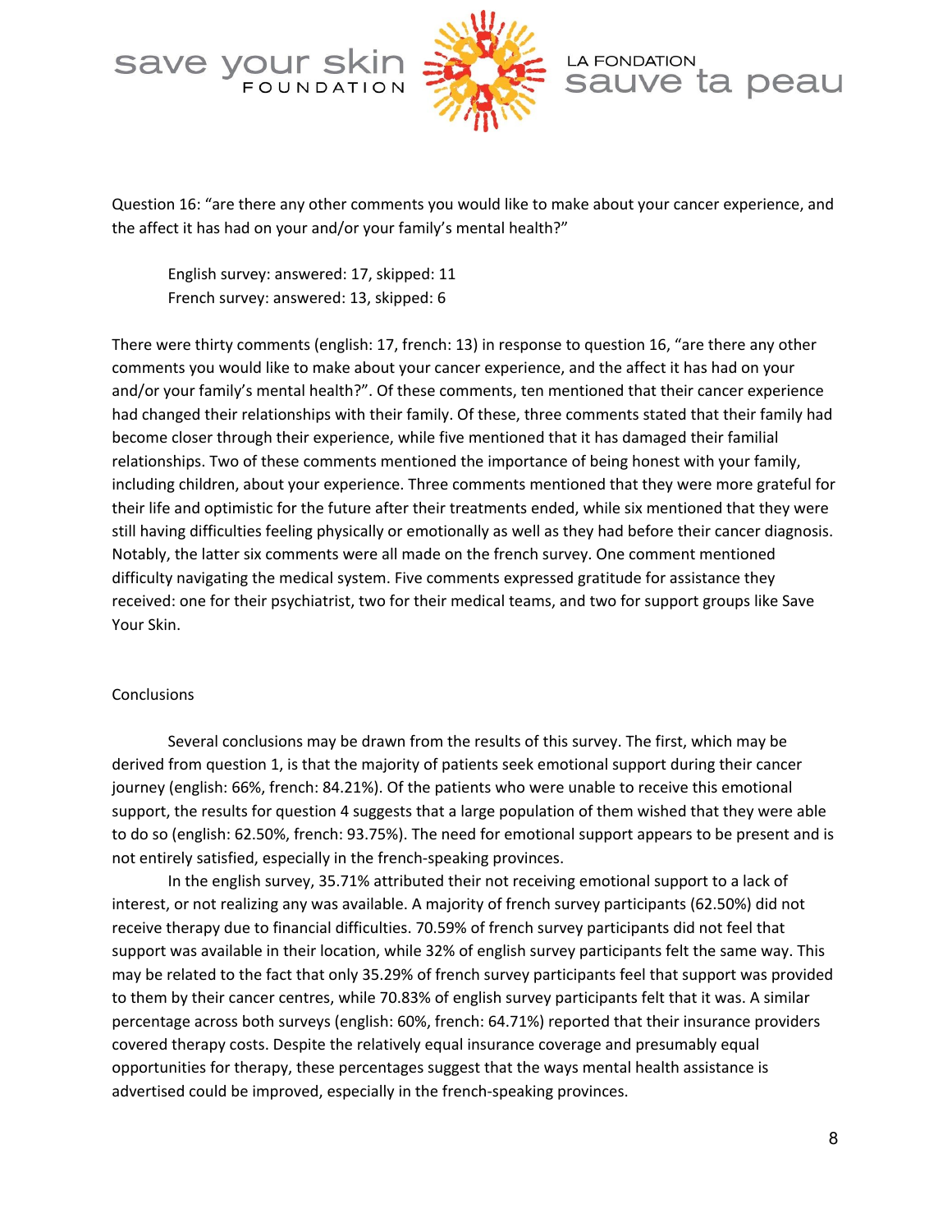Question 16: “are there any other comments you would like to make about your cancer experience, and the affect it has had on your and/or your family’s mental health?”

English survey: answered: 17, skipped: 11
French survey: answered: 13, skipped: 6

There were thirty comments (english: 17, french: 13) in response to question 16, “are there any other comments you would like to make about your cancer experience, and the affect it has had on your and/or your family’s mental health?”. Of these comments, ten mentioned that their cancer experience had changed their relationships with their family. Of these, three comments stated that their family had become closer through their experience, while five mentioned that it has damaged their familial relationships. Two of these comments mentioned the importance of being honest with your family, including children, about your experience. Three comments mentioned that they were more grateful for their life and optimistic for the future after their treatments ended, while six mentioned that they were still having difficulties feeling physically or emotionally as well as they had before their cancer diagnosis. Notably, the latter six comments were all made on the french survey. One comment mentioned difficulty navigating the medical system. Five comments expressed gratitude for assistance they received: one for their psychiatrist, two for their medical teams, and two for support groups like Save Your Skin.

## Conclusions

Several conclusions may be drawn from the results of this survey. The first, which may be derived from question 1, is that the majority of patients seek emotional support during their cancer journey (english: 66%, french: 84.21%). Of the patients who were unable to receive this emotional support, the results for question 4 suggests that a large population of them wished that they were able to do so (english: 62.50%, french: 93.75%). The need for emotional support appears to be present and is not entirely satisfied, especially in the french-speaking provinces.

In the english survey, 35.71% attributed their not receiving emotional support to a lack of interest, or not realizing any was available. A majority of french survey participants (62.50%) did not receive therapy due to financial difficulties. 70.59% of french survey participants did not feel that support was available in their location, while 32% of english survey participants felt the same way. This may be related to the fact that only 35.29% of french survey participants feel that support was provided to them by their cancer centres, while 70.83% of english survey participants felt that it was. A similar percentage across both surveys (english: 60%, french: 64.71%) reported that their insurance providers covered therapy costs. Despite the relatively equal insurance coverage and presumably equal opportunities for therapy, these percentages suggest that the ways mental health assistance is advertised could be improved, especially in the french-speaking provinces.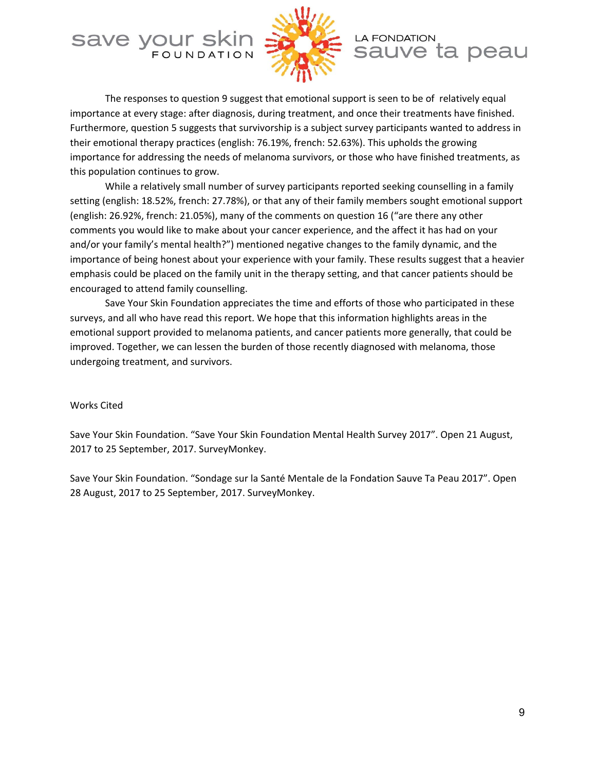The responses to question 9 suggest that emotional support is seen to be of relatively equal importance at every stage: after diagnosis, during treatment, and once their treatments have finished. Furthermore, question 5 suggests that survivorship is a subject survey participants wanted to address in their emotional therapy practices (english: 76.19%, french: 52.63%). This upholds the growing importance for addressing the needs of melanoma survivors, or those who have finished treatments, as this population continues to grow.

While a relatively small number of survey participants reported seeking counselling in a family setting (english: 18.52%, french: 27.78%), or that any of their family members sought emotional support (english: 26.92%, french: 21.05%), many of the comments on question 16 ("are there any other comments you would like to make about your cancer experience, and the affect it has had on your and/or your family's mental health?") mentioned negative changes to the family dynamic, and the importance of being honest about your experience with your family. These results suggest that a heavier emphasis could be placed on the family unit in the therapy setting, and that cancer patients should be encouraged to attend family counselling.

Save Your Skin Foundation appreciates the time and efforts of those who participated in these surveys, and all who have read this report. We hope that this information highlights areas in the emotional support provided to melanoma patients, and cancer patients more generally, that could be improved. Together, we can lessen the burden of those recently diagnosed with melanoma, those undergoing treatment, and survivors.

Works Cited

Save Your Skin Foundation. "Save Your Skin Foundation Mental Health Survey 2017". Open 21 August, 2017 to 25 September, 2017. SurveyMonkey.

Save Your Skin Foundation. "Sondage sur la Santé Mentale de la Fondation Sauve Ta Peau 2017". Open 28 August, 2017 to 25 September, 2017. SurveyMonkey.